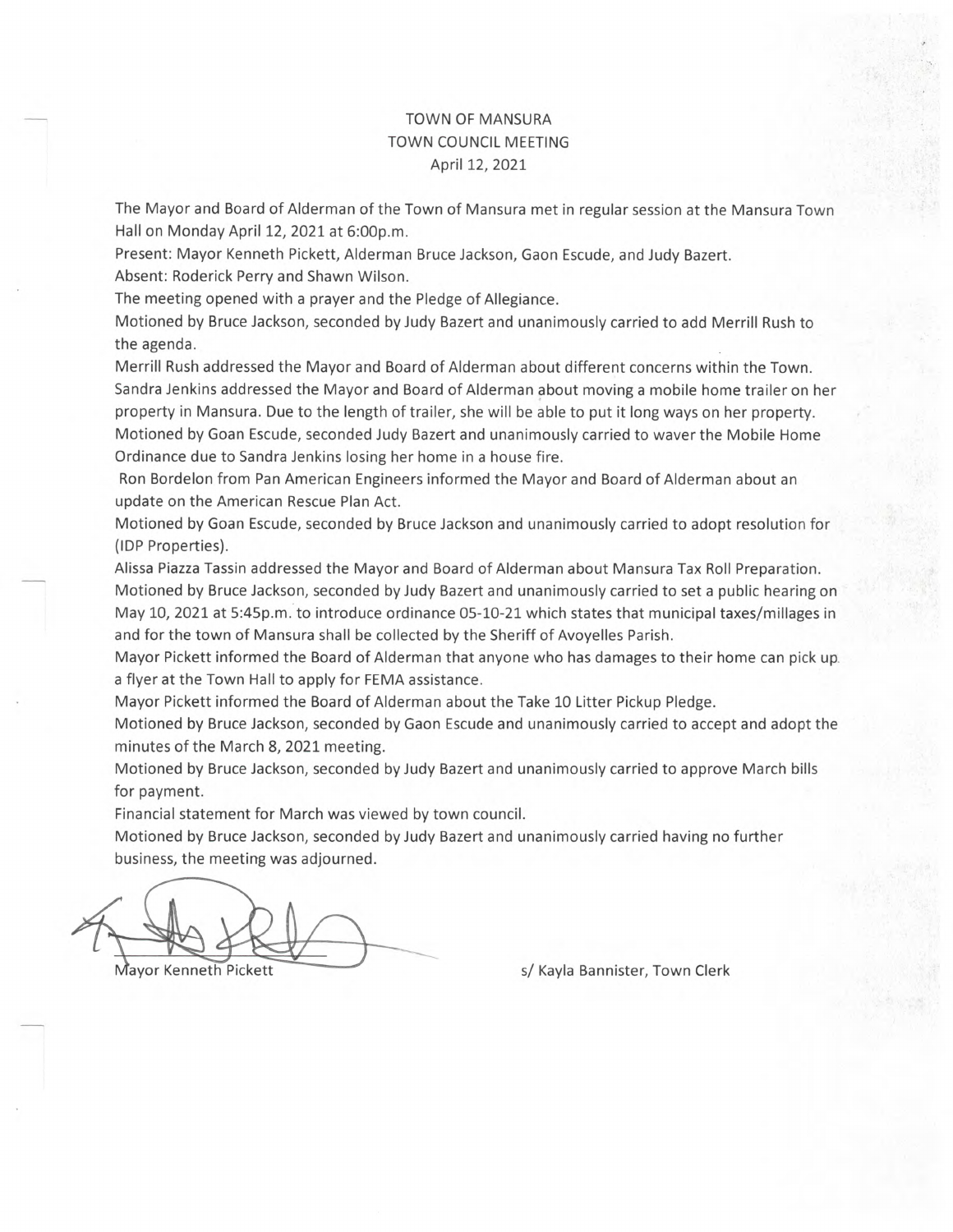# TOWN OF MANSURA
## TOWN COUNCIL MEETING
### April 12, 2021

The Mayor and Board of Alderman of the Town of Mansura met in regular session at the Mansura Town Hall on Monday April 12, 2021 at 6:00p.m.

Present: Mayor Kenneth Pickett, Alderman Bruce Jackson, Gaon Escude, and Judy Bazert.

Absent: Roderick Perry and Shawn Wilson.

The meeting opened with a prayer and the Pledge of Allegiance.

Motioned by Bruce Jackson, seconded by Judy Bazert and unanimously carried to add Merrill Rush to the agenda.

Merrill Rush addressed the Mayor and Board of Alderman about different concerns within the Town.

Sandra Jenkins addressed the Mayor and Board of Alderman about moving a mobile home trailer on her property in Mansura. Due to the length of trailer, she will be able to put it long ways on her property.

Motioned by Goan Escude, seconded Judy Bazert and unanimously carried to waver the Mobile Home Ordinance due to Sandra Jenkins losing her home in a house fire.

Ron Bordelon from Pan American Engineers informed the Mayor and Board of Alderman about an update on the American Rescue Plan Act.

Motioned by Goan Escude, seconded by Bruce Jackson and unanimously carried to adopt resolution for (IDP Properties).

Alissa Piazza Tassin addressed the Mayor and Board of Alderman about Mansura Tax Roll Preparation.

Motioned by Bruce Jackson, seconded by Judy Bazert and unanimously carried to set a public hearing on May 10, 2021 at 5:45p.m. to introduce ordinance 05-10-21 which states that municipal taxes/millages in and for the town of Mansura shall be collected by the Sheriff of Avoyelles Parish.

Mayor Pickett informed the Board of Alderman that anyone who has damages to their home can pick up a flyer at the Town Hall to apply for FEMA assistance.

Mayor Pickett informed the Board of Alderman about the Take 10 Litter Pickup Pledge.

Motioned by Bruce Jackson, seconded by Gaon Escude and unanimously carried to accept and adopt the minutes of the March 8, 2021 meeting.

Motioned by Bruce Jackson, seconded by Judy Bazert and unanimously carried to approve March bills for payment.

Financial statement for March was viewed by town council.

Motioned by Bruce Jackson, seconded by Judy Bazert and unanimously carried having no further business, the meeting was adjourned.

Mayor Kenneth Pickett

s/ Kayla Bannister, Town Clerk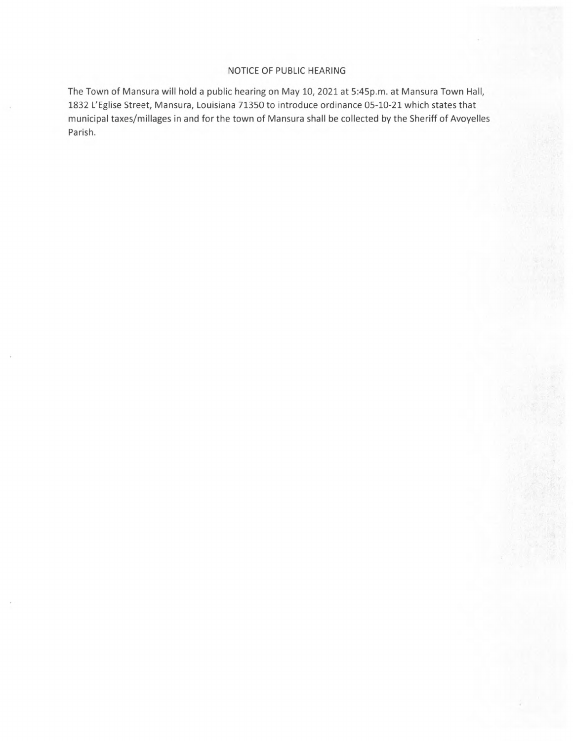# NOTICE OF PUBLIC HEARING

The Town of Mansura will hold a public hearing on May 10, 2021 at 5:45p.m. at Mansura Town Hall, 1832 L'Eglise Street, Mansura, Louisiana 71350 to introduce ordinance 05-10-21 which states that municipal taxes/millages in and for the town of Mansura shall be collected by the Sheriff of Avoyelles Parish.